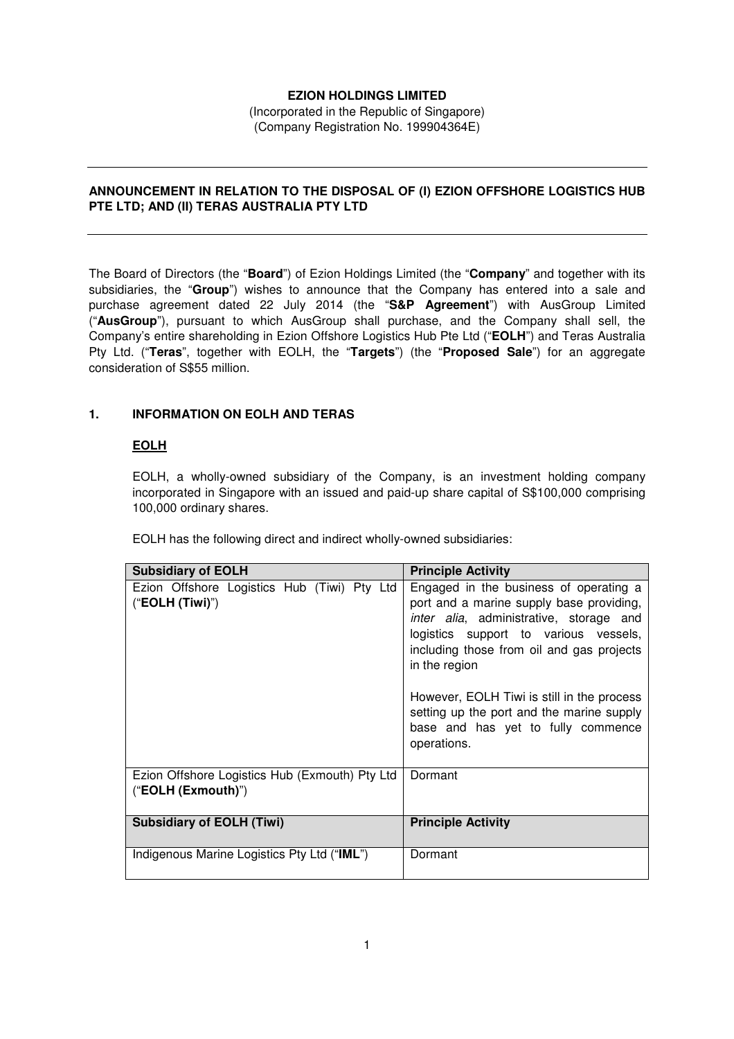**EZION HOLDINGS LIMITED**
(Incorporated in the Republic of Singapore)
(Company Registration No. 199904364E)

---

**ANNOUNCEMENT IN RELATION TO THE DISPOSAL OF (I) EZION OFFSHORE LOGISTICS HUB PTE LTD; AND (II) TERAS AUSTRALIA PTY LTD**

---

The Board of Directors (the "**Board**") of Ezion Holdings Limited (the "**Company**" and together with its subsidiaries, the "**Group**") wishes to announce that the Company has entered into a sale and purchase agreement dated 22 July 2014 (the "**S&P Agreement**") with AusGroup Limited ("**AusGroup**"), pursuant to which AusGroup shall purchase, and the Company shall sell, the Company's entire shareholding in Ezion Offshore Logistics Hub Pte Ltd ("**EOLH**") and Teras Australia Pty Ltd. ("**Teras**", together with EOLH, the "**Targets**") (the "**Proposed Sale**") for an aggregate consideration of S$55 million.

## 1. INFORMATION ON EOLH AND TERAS

### EOLH

EOLH, a wholly-owned subsidiary of the Company, is an investment holding company incorporated in Singapore with an issued and paid-up share capital of S$100,000 comprising 100,000 ordinary shares.

EOLH has the following direct and indirect wholly-owned subsidiaries:

| Subsidiary of EOLH | Principle Activity |
|---|---|
| Ezion Offshore Logistics Hub (Tiwi) Pty Ltd ("**EOLH (Tiwi)**") | Engaged in the business of operating a port and a marine supply base providing, *inter alia*, administrative, storage and logistics support to various vessels, including those from oil and gas projects in the region<br><br>However, EOLH Tiwi is still in the process setting up the port and the marine supply base and has yet to fully commence operations. |
| Ezion Offshore Logistics Hub (Exmouth) Pty Ltd ("**EOLH (Exmouth)**") | Dormant |
| **Subsidiary of EOLH (Tiwi)** | **Principle Activity** |
| Indigenous Marine Logistics Pty Ltd ("**IML**") | Dormant |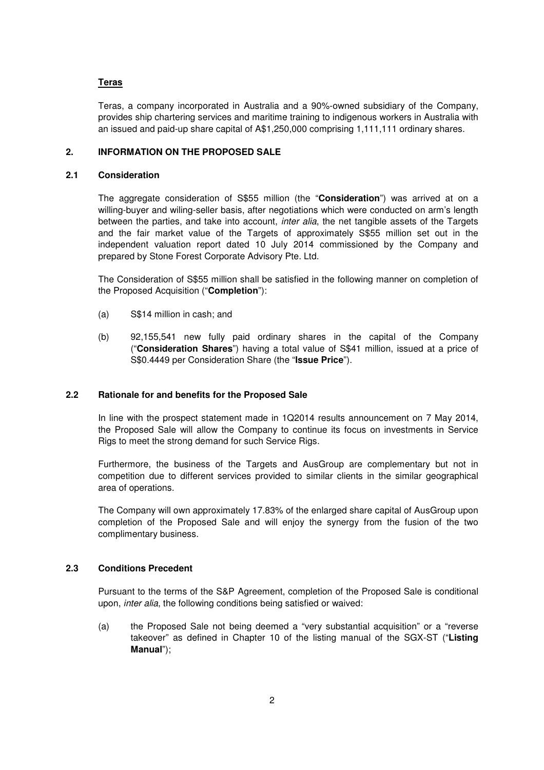**Teras**

Teras, a company incorporated in Australia and a 90%-owned subsidiary of the Company, provides ship chartering services and maritime training to indigenous workers in Australia with an issued and paid-up share capital of A$1,250,000 comprising 1,111,111 ordinary shares.

## 2. INFORMATION ON THE PROPOSED SALE

### 2.1 Consideration

The aggregate consideration of S$55 million (the "**Consideration**") was arrived at on a willing-buyer and wiling-seller basis, after negotiations which were conducted on arm's length between the parties, and take into account, *inter alia*, the net tangible assets of the Targets and the fair market value of the Targets of approximately S$55 million set out in the independent valuation report dated 10 July 2014 commissioned by the Company and prepared by Stone Forest Corporate Advisory Pte. Ltd.

The Consideration of S$55 million shall be satisfied in the following manner on completion of the Proposed Acquisition ("**Completion**"):

(a) S$14 million in cash; and

(b) 92,155,541 new fully paid ordinary shares in the capital of the Company ("**Consideration Shares**") having a total value of S$41 million, issued at a price of S$0.4449 per Consideration Share (the "**Issue Price**").

### 2.2 Rationale for and benefits for the Proposed Sale

In line with the prospect statement made in 1Q2014 results announcement on 7 May 2014, the Proposed Sale will allow the Company to continue its focus on investments in Service Rigs to meet the strong demand for such Service Rigs.

Furthermore, the business of the Targets and AusGroup are complementary but not in competition due to different services provided to similar clients in the similar geographical area of operations.

The Company will own approximately 17.83% of the enlarged share capital of AusGroup upon completion of the Proposed Sale and will enjoy the synergy from the fusion of the two complimentary business.

### 2.3 Conditions Precedent

Pursuant to the terms of the S&P Agreement, completion of the Proposed Sale is conditional upon, *inter alia*, the following conditions being satisfied or waived:

(a) the Proposed Sale not being deemed a "very substantial acquisition" or a "reverse takeover" as defined in Chapter 10 of the listing manual of the SGX-ST ("**Listing Manual**");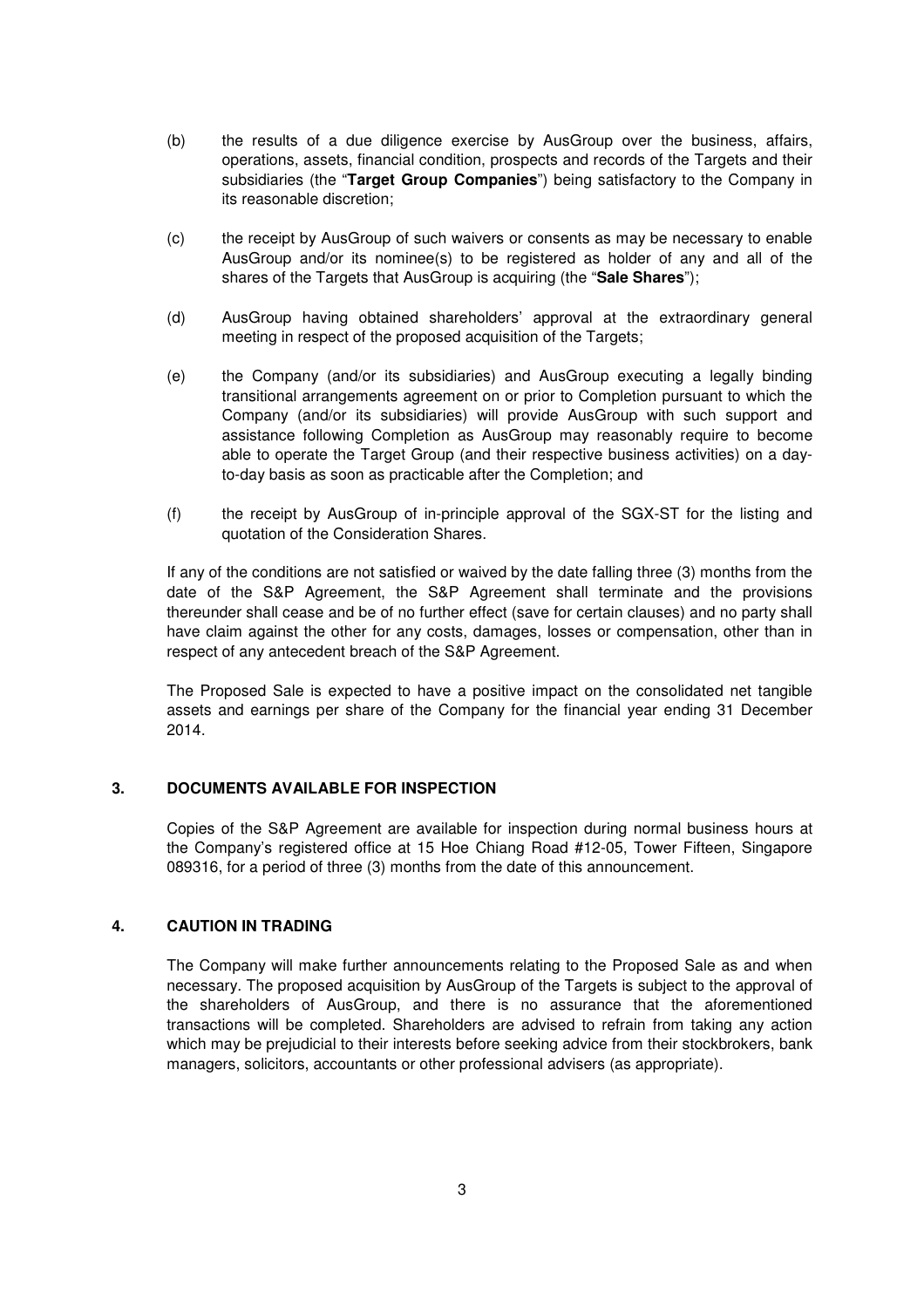(b) the results of a due diligence exercise by AusGroup over the business, affairs, operations, assets, financial condition, prospects and records of the Targets and their subsidiaries (the "**Target Group Companies**") being satisfactory to the Company in its reasonable discretion;

(c) the receipt by AusGroup of such waivers or consents as may be necessary to enable AusGroup and/or its nominee(s) to be registered as holder of any and all of the shares of the Targets that AusGroup is acquiring (the "**Sale Shares**");

(d) AusGroup having obtained shareholders' approval at the extraordinary general meeting in respect of the proposed acquisition of the Targets;

(e) the Company (and/or its subsidiaries) and AusGroup executing a legally binding transitional arrangements agreement on or prior to Completion pursuant to which the Company (and/or its subsidiaries) will provide AusGroup with such support and assistance following Completion as AusGroup may reasonably require to become able to operate the Target Group (and their respective business activities) on a day-to-day basis as soon as practicable after the Completion; and

(f) the receipt by AusGroup of in-principle approval of the SGX-ST for the listing and quotation of the Consideration Shares.

If any of the conditions are not satisfied or waived by the date falling three (3) months from the date of the S&P Agreement, the S&P Agreement shall terminate and the provisions thereunder shall cease and be of no further effect (save for certain clauses) and no party shall have claim against the other for any costs, damages, losses or compensation, other than in respect of any antecedent breach of the S&P Agreement.

The Proposed Sale is expected to have a positive impact on the consolidated net tangible assets and earnings per share of the Company for the financial year ending 31 December 2014.

## 3. DOCUMENTS AVAILABLE FOR INSPECTION

Copies of the S&P Agreement are available for inspection during normal business hours at the Company's registered office at 15 Hoe Chiang Road #12-05, Tower Fifteen, Singapore 089316, for a period of three (3) months from the date of this announcement.

## 4. CAUTION IN TRADING

The Company will make further announcements relating to the Proposed Sale as and when necessary. The proposed acquisition by AusGroup of the Targets is subject to the approval of the shareholders of AusGroup, and there is no assurance that the aforementioned transactions will be completed. Shareholders are advised to refrain from taking any action which may be prejudicial to their interests before seeking advice from their stockbrokers, bank managers, solicitors, accountants or other professional advisers (as appropriate).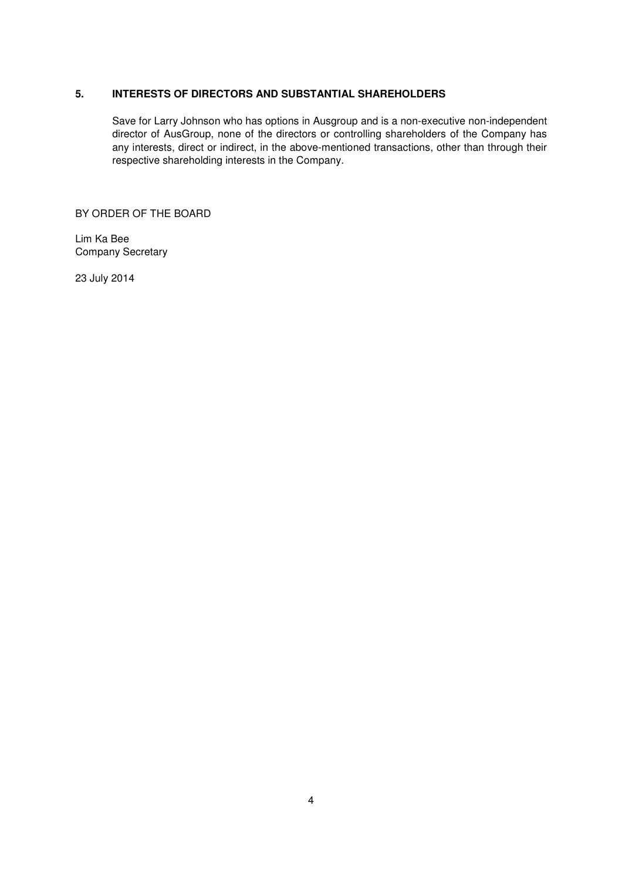## 5. INTERESTS OF DIRECTORS AND SUBSTANTIAL SHAREHOLDERS

Save for Larry Johnson who has options in Ausgroup and is a non-executive non-independent director of AusGroup, none of the directors or controlling shareholders of the Company has any interests, direct or indirect, in the above-mentioned transactions, other than through their respective shareholding interests in the Company.

BY ORDER OF THE BOARD

Lim Ka Bee
Company Secretary

23 July 2014